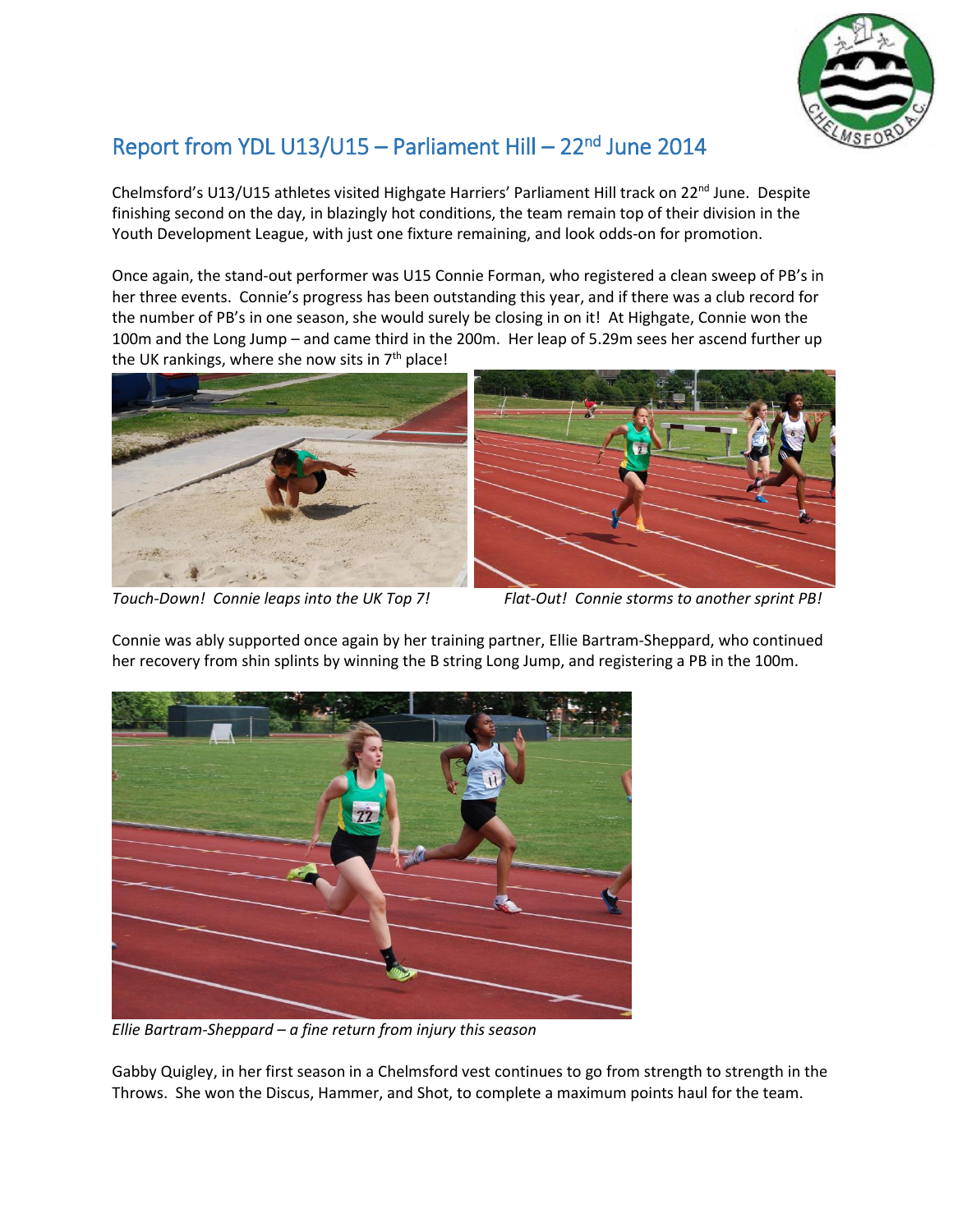# Report from YDL U13/U15 – Parliament Hill – 22nd June 2014

Chelmsford's U13/U15 athletes visited Highgate Harriers' Parliament Hill track on 22nd June. Despite finishing second on the day, in blazingly hot conditions, the team remain top of their division in the Youth Development League, with just one fixture remaining, and look odds-on for promotion.

Once again, the stand-out performer was U15 Connie Forman, who registered a clean sweep of PB's in her three events. Connie's progress has been outstanding this year, and if there was a club record for the number of PB's in one season, she would surely be closing in on it! At Highgate, Connie won the 100m and the Long Jump – and came third in the 200m. Her leap of 5.29m sees her ascend further up the UK rankings, where she now sits in 7th place!

*Touch-Down! Connie leaps into the UK Top 7!*

*Flat-Out! Connie storms to another sprint PB!*

Connie was ably supported once again by her training partner, Ellie Bartram-Sheppard, who continued her recovery from shin splints by winning the B string Long Jump, and registering a PB in the 100m.

*Ellie Bartram-Sheppard – a fine return from injury this season*

Gabby Quigley, in her first season in a Chelmsford vest continues to go from strength to strength in the Throws. She won the Discus, Hammer, and Shot, to complete a maximum points haul for the team.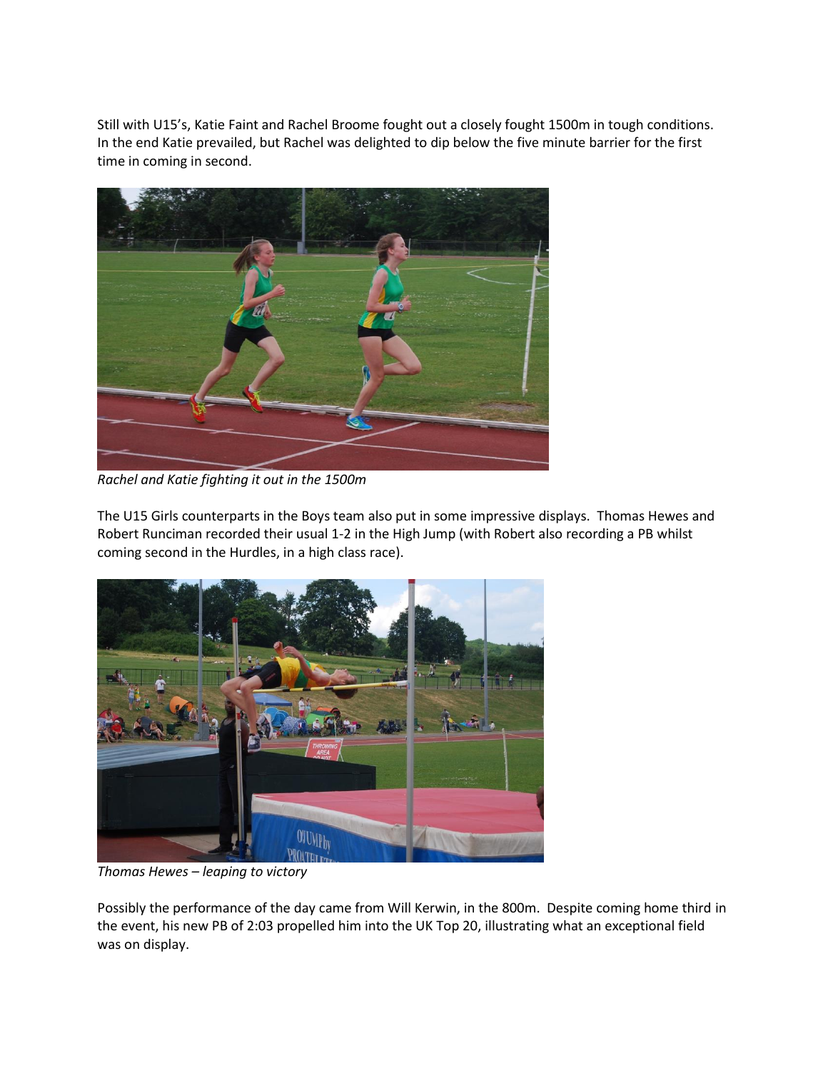Still with U15's, Katie Faint and Rachel Broome fought out a closely fought 1500m in tough conditions. In the end Katie prevailed, but Rachel was delighted to dip below the five minute barrier for the first time in coming in second.

*Rachel and Katie fighting it out in the 1500m*

The U15 Girls counterparts in the Boys team also put in some impressive displays. Thomas Hewes and Robert Runciman recorded their usual 1-2 in the High Jump (with Robert also recording a PB whilst coming second in the Hurdles, in a high class race).

*Thomas Hewes – leaping to victory*

Possibly the performance of the day came from Will Kerwin, in the 800m. Despite coming home third in the event, his new PB of 2:03 propelled him into the UK Top 20, illustrating what an exceptional field was on display.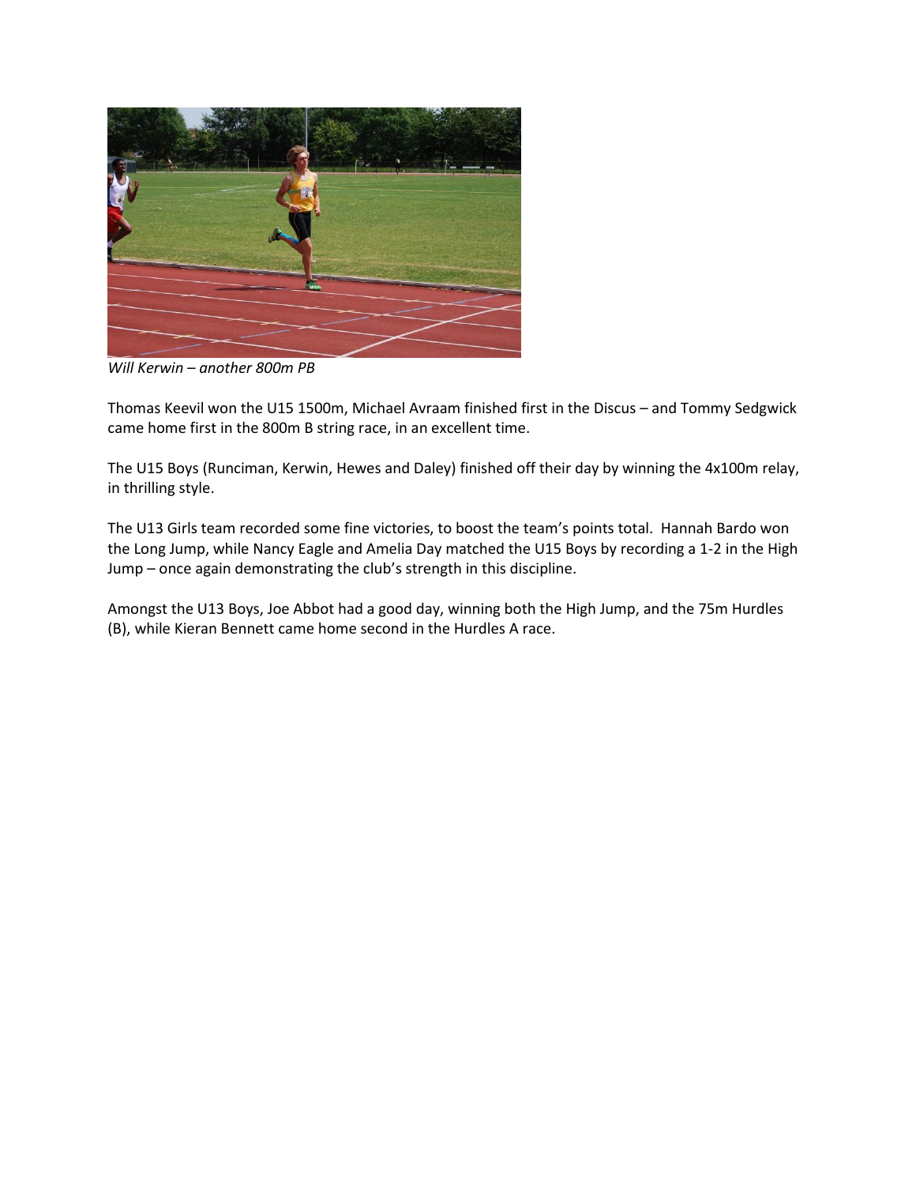*Will Kerwin – another 800m PB*

Thomas Keevil won the U15 1500m, Michael Avraam finished first in the Discus – and Tommy Sedgwick came home first in the 800m B string race, in an excellent time.

The U15 Boys (Runciman, Kerwin, Hewes and Daley) finished off their day by winning the 4x100m relay, in thrilling style.

The U13 Girls team recorded some fine victories, to boost the team's points total. Hannah Bardo won the Long Jump, while Nancy Eagle and Amelia Day matched the U15 Boys by recording a 1-2 in the High Jump – once again demonstrating the club's strength in this discipline.

Amongst the U13 Boys, Joe Abbot had a good day, winning both the High Jump, and the 75m Hurdles (B), while Kieran Bennett came home second in the Hurdles A race.